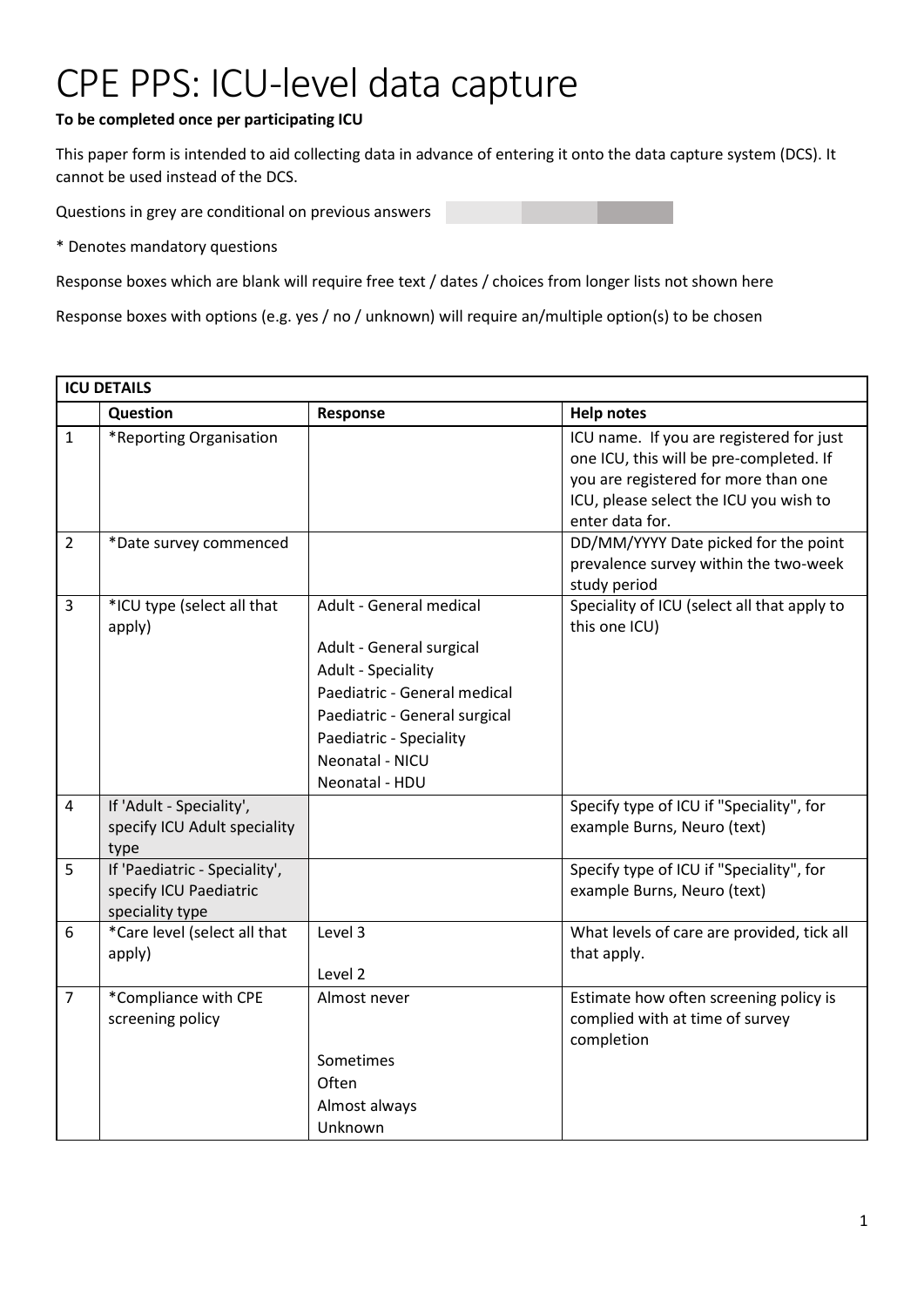# CPE PPS: ICU-level data capture

**To be completed once per participating ICU**

This paper form is intended to aid collecting data in advance of entering it onto the data capture system (DCS). It cannot be used instead of the DCS.

Questions in grey are conditional on previous answers

* Denotes mandatory questions

Response boxes which are blank will require free text / dates / choices from longer lists not shown here

Response boxes with options (e.g. yes / no / unknown) will require an/multiple option(s) to be chosen

| ICU DETAILS | | | |
|---|---|---|---|
| | **Question** | **Response** | **Help notes** |
| 1 | *Reporting Organisation | | ICU name. If you are registered for just one ICU, this will be pre-completed. If you are registered for more than one ICU, please select the ICU you wish to enter data for. |
| 2 | *Date survey commenced | | DD/MM/YYYY Date picked for the point prevalence survey within the two-week study period |
| 3 | *ICU type (select all that apply) | Adult - General medical<br>Adult - General surgical<br>Adult - Speciality<br>Paediatric - General medical<br>Paediatric - General surgical<br>Paediatric - Speciality<br>Neonatal - NICU<br>Neonatal - HDU | Speciality of ICU (select all that apply to this one ICU) |
| 4 | If 'Adult - Speciality', specify ICU Adult speciality type | | Specify type of ICU if "Speciality", for example Burns, Neuro (text) |
| 5 | If 'Paediatric - Speciality', specify ICU Paediatric speciality type | | Specify type of ICU if "Speciality", for example Burns, Neuro (text) |
| 6 | *Care level (select all that apply) | Level 3<br>Level 2 | What levels of care are provided, tick all that apply. |
| 7 | *Compliance with CPE screening policy | Almost never<br>Sometimes<br>Often<br>Almost always<br>Unknown | Estimate how often screening policy is complied with at time of survey completion |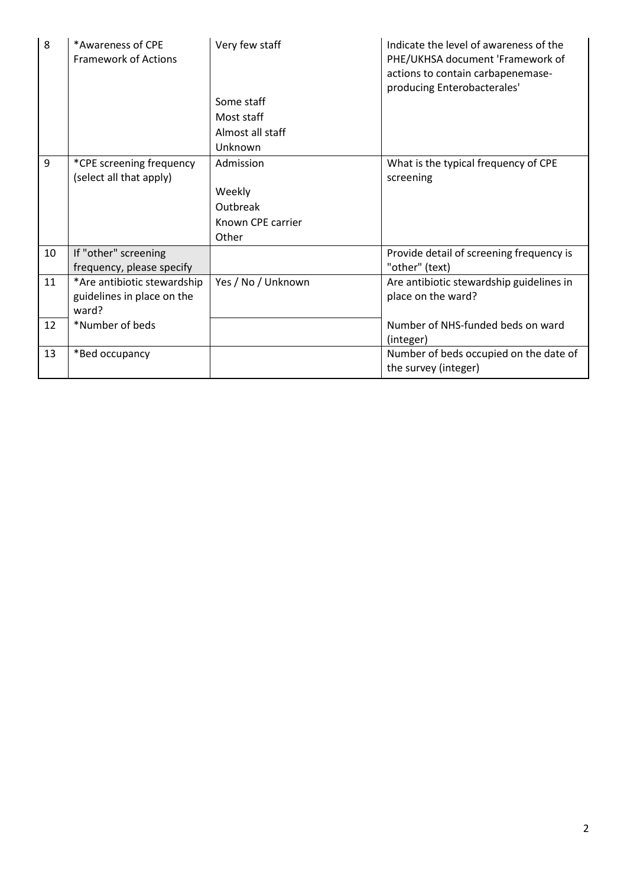| | | | |
|---|---|---|---|
| 8 | *Awareness of CPE Framework of Actions | Very few staff<br><br>Some staff<br>Most staff<br>Almost all staff<br>Unknown | Indicate the level of awareness of the PHE/UKHSA document 'Framework of actions to contain carbapenemase-producing Enterobacterales' |
| 9 | *CPE screening frequency (select all that apply) | Admission<br><br>Weekly<br>Outbreak<br>Known CPE carrier<br>Other | What is the typical frequency of CPE screening |
| 10 | If "other" screening frequency, please specify | | Provide detail of screening frequency is "other" (text) |
| 11 | *Are antibiotic stewardship guidelines in place on the ward? | Yes / No / Unknown | Are antibiotic stewardship guidelines in place on the ward? |
| 12 | *Number of beds | | Number of NHS-funded beds on ward (integer) |
| 13 | *Bed occupancy | | Number of beds occupied on the date of the survey (integer) |